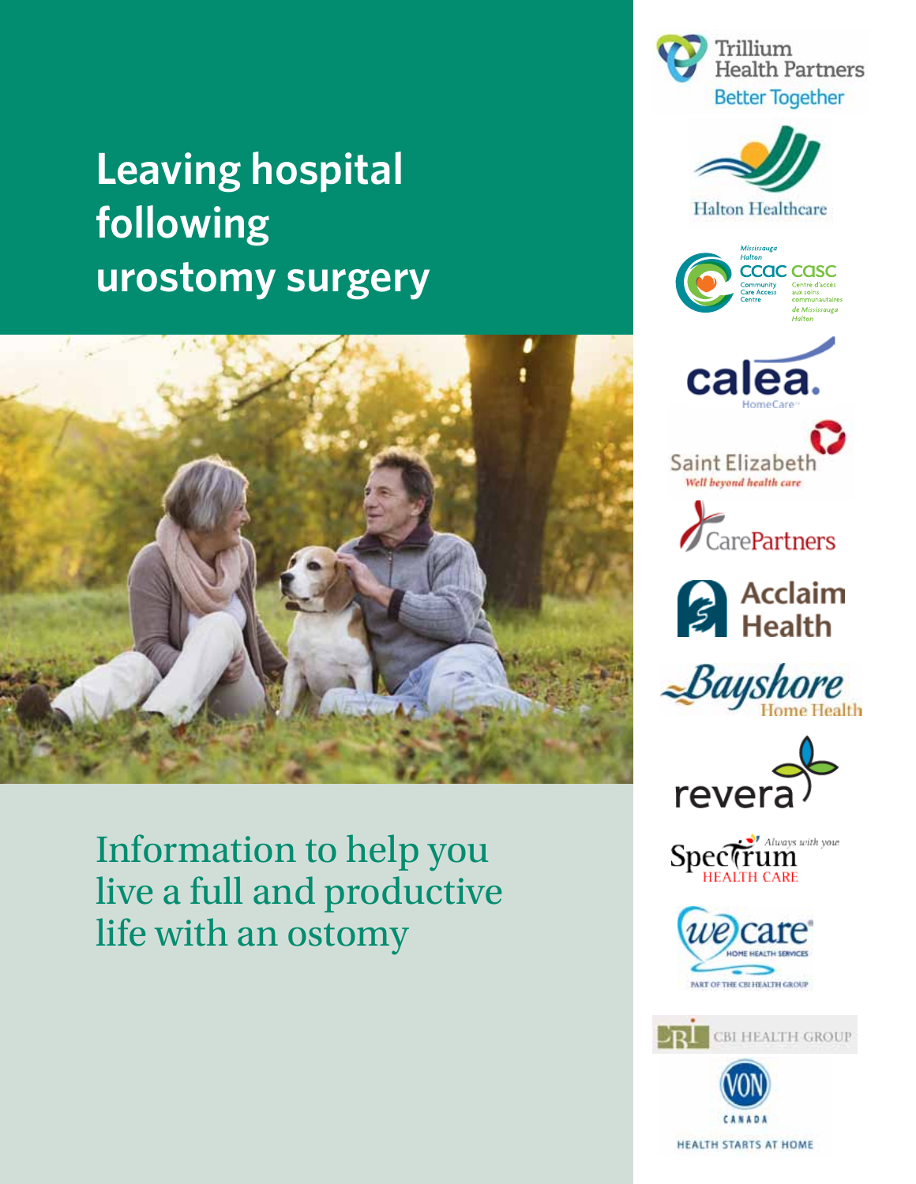# Leaving hospital following urostomy surgery

Information to help you live a full and productive life with an ostomy

Trillium Health Partners
Better Together

Halton Healthcare

Mississauga Halton CCAC CASC
Community Care Access Centre
Centre d'accès aux soins communautaires de Mississauga Halton

calea. HomeCare

Saint Elizabeth
Well beyond health care

CarePartners

Acclaim Health

Bayshore Home Health

revera

Spectrum Health Care
Always with you

we care
Home Health Services
Part of the CBI Health Group

CBI Health Group

VON Canada
Health Starts at Home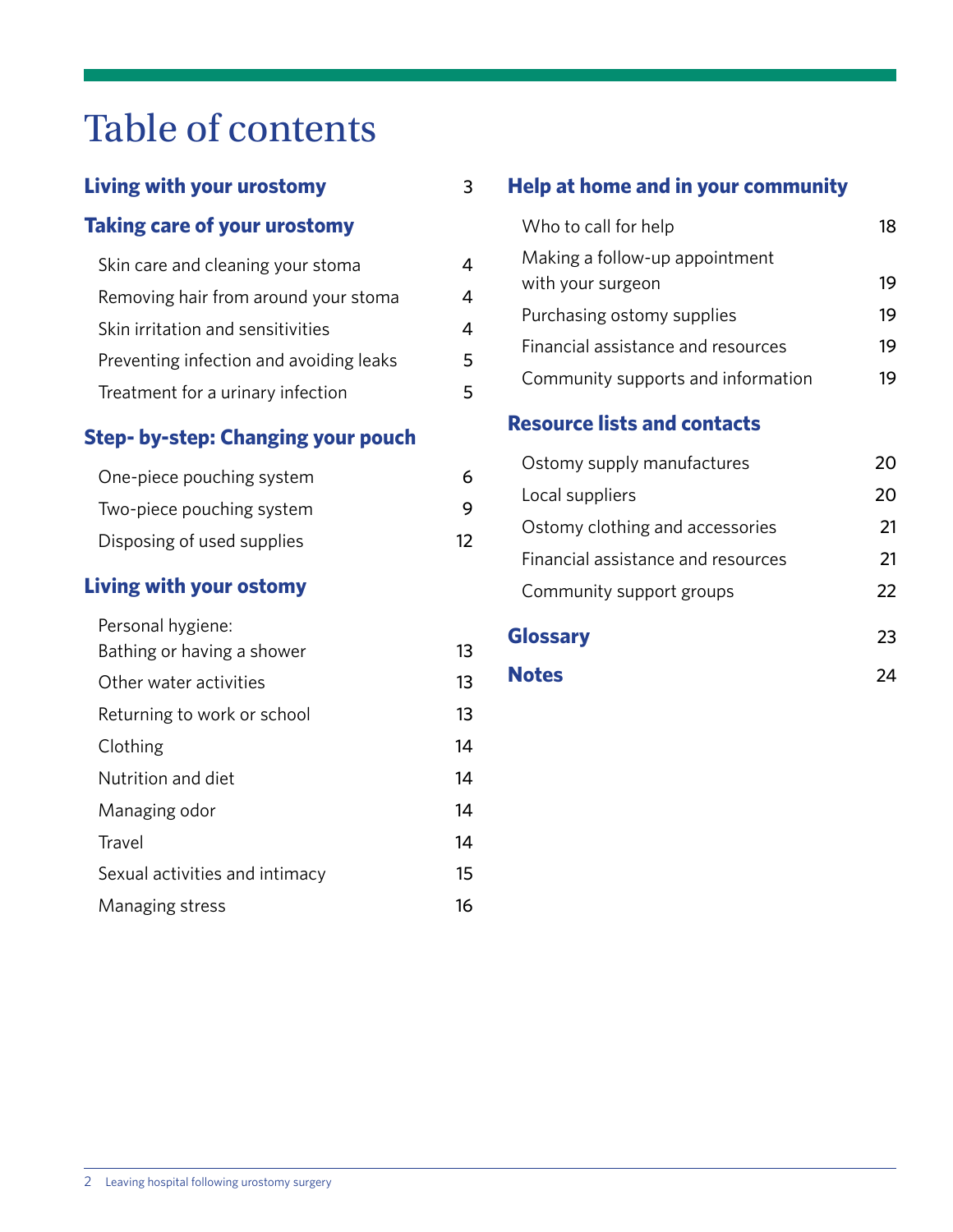# Table of contents

**Living with your urostomy** 3

**Taking care of your urostomy**

- Skin care and cleaning your stoma 4
- Removing hair from around your stoma 4
- Skin irritation and sensitivities 4
- Preventing infection and avoiding leaks 5
- Treatment for a urinary infection 5

**Step- by-step: Changing your pouch**

- One-piece pouching system 6
- Two-piece pouching system 9
- Disposing of used supplies 12

**Living with your ostomy**

- Personal hygiene: Bathing or having a shower 13
- Other water activities 13
- Returning to work or school 13
- Clothing 14
- Nutrition and diet 14
- Managing odor 14
- Travel 14
- Sexual activities and intimacy 15
- Managing stress 16

**Help at home and in your community**

- Who to call for help 18
- Making a follow-up appointment with your surgeon 19
- Purchasing ostomy supplies 19
- Financial assistance and resources 19
- Community supports and information 19

**Resource lists and contacts**

- Ostomy supply manufactures 20
- Local suppliers 20
- Ostomy clothing and accessories 21
- Financial assistance and resources 21
- Community support groups 22

**Glossary** 23

**Notes** 24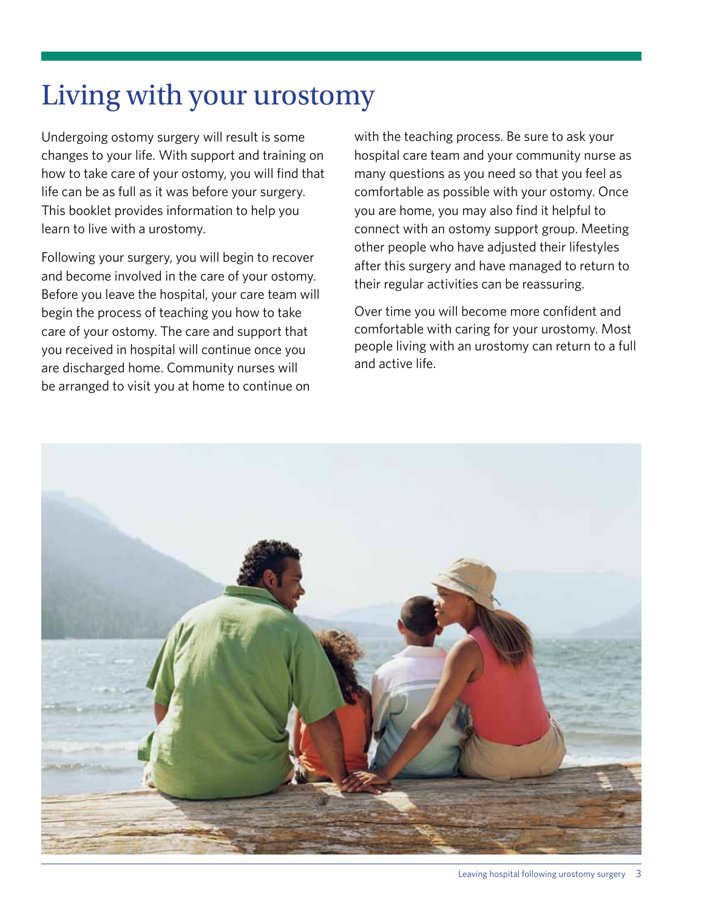# Living with your urostomy

Undergoing ostomy surgery will result is some changes to your life. With support and training on how to take care of your ostomy, you will find that life can be as full as it was before your surgery. This booklet provides information to help you learn to live with a urostomy.

Following your surgery, you will begin to recover and become involved in the care of your ostomy. Before you leave the hospital, your care team will begin the process of teaching you how to take care of your ostomy. The care and support that you received in hospital will continue once you are discharged home. Community nurses will be arranged to visit you at home to continue on with the teaching process. Be sure to ask your hospital care team and your community nurse as many questions as you need so that you feel as comfortable as possible with your ostomy. Once you are home, you may also find it helpful to connect with an ostomy support group. Meeting other people who have adjusted their lifestyles after this surgery and have managed to return to their regular activities can be reassuring.

Over time you will become more confident and comfortable with caring for your urostomy. Most people living with an urostomy can return to a full and active life.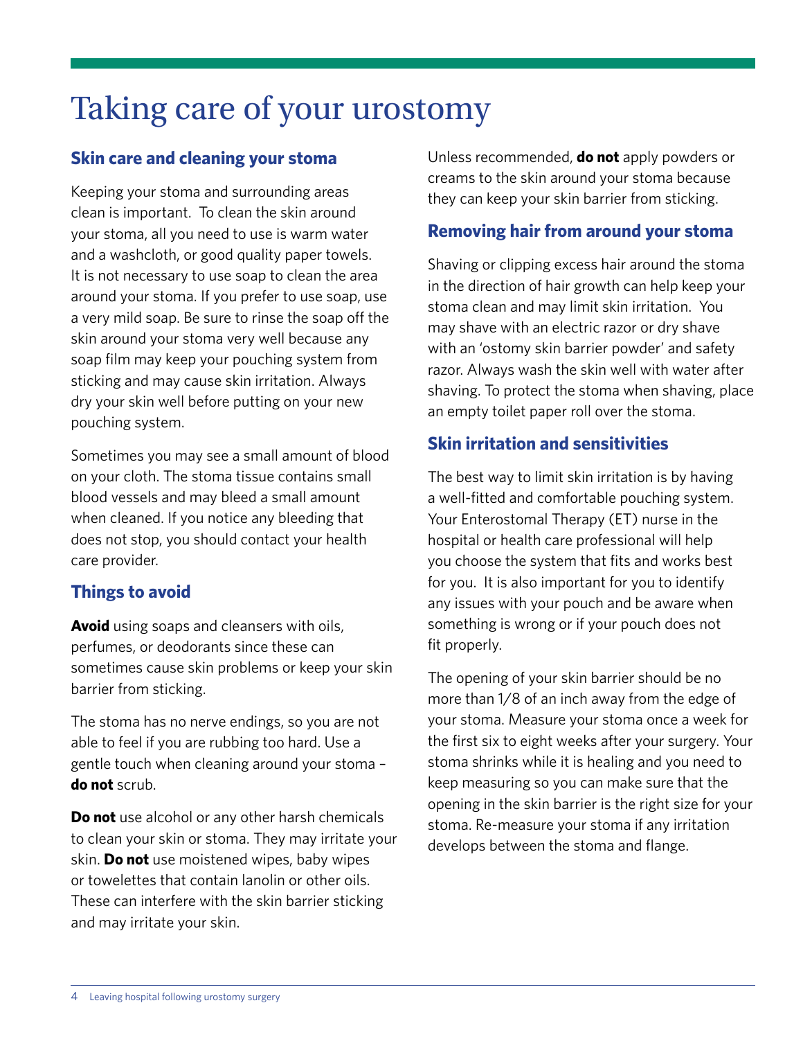# Taking care of your urostomy

## Skin care and cleaning your stoma

Keeping your stoma and surrounding areas clean is important. To clean the skin around your stoma, all you need to use is warm water and a washcloth, or good quality paper towels. It is not necessary to use soap to clean the area around your stoma. If you prefer to use soap, use a very mild soap. Be sure to rinse the soap off the skin around your stoma very well because any soap film may keep your pouching system from sticking and may cause skin irritation. Always dry your skin well before putting on your new pouching system.

Sometimes you may see a small amount of blood on your cloth. The stoma tissue contains small blood vessels and may bleed a small amount when cleaned. If you notice any bleeding that does not stop, you should contact your health care provider.

## Things to avoid

**Avoid** using soaps and cleansers with oils, perfumes, or deodorants since these can sometimes cause skin problems or keep your skin barrier from sticking.

The stoma has no nerve endings, so you are not able to feel if you are rubbing too hard. Use a gentle touch when cleaning around your stoma – **do not** scrub.

**Do not** use alcohol or any other harsh chemicals to clean your skin or stoma. They may irritate your skin. **Do not** use moistened wipes, baby wipes or towelettes that contain lanolin or other oils. These can interfere with the skin barrier sticking and may irritate your skin.

Unless recommended, **do not** apply powders or creams to the skin around your stoma because they can keep your skin barrier from sticking.

## Removing hair from around your stoma

Shaving or clipping excess hair around the stoma in the direction of hair growth can help keep your stoma clean and may limit skin irritation. You may shave with an electric razor or dry shave with an 'ostomy skin barrier powder' and safety razor. Always wash the skin well with water after shaving. To protect the stoma when shaving, place an empty toilet paper roll over the stoma.

## Skin irritation and sensitivities

The best way to limit skin irritation is by having a well-fitted and comfortable pouching system. Your Enterostomal Therapy (ET) nurse in the hospital or health care professional will help you choose the system that fits and works best for you. It is also important for you to identify any issues with your pouch and be aware when something is wrong or if your pouch does not fit properly.

The opening of your skin barrier should be no more than 1/8 of an inch away from the edge of your stoma. Measure your stoma once a week for the first six to eight weeks after your surgery. Your stoma shrinks while it is healing and you need to keep measuring so you can make sure that the opening in the skin barrier is the right size for your stoma. Re-measure your stoma if any irritation develops between the stoma and flange.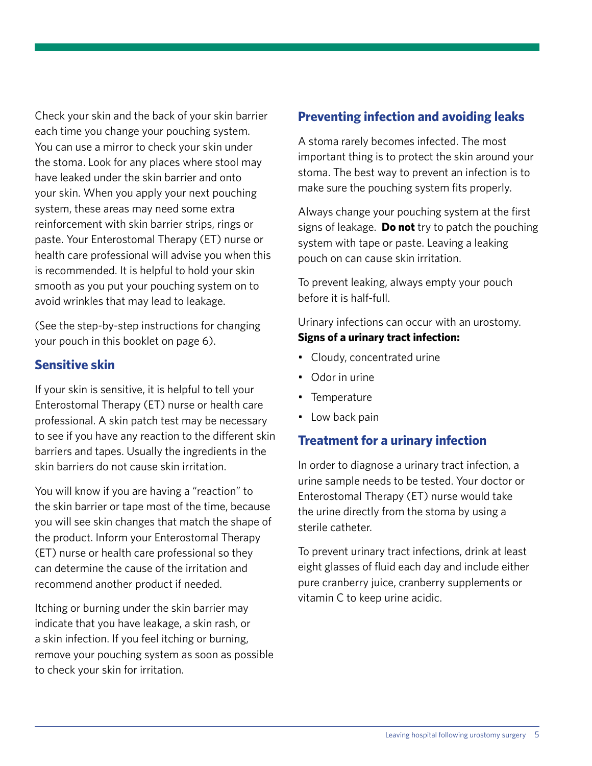Check your skin and the back of your skin barrier each time you change your pouching system. You can use a mirror to check your skin under the stoma. Look for any places where stool may have leaked under the skin barrier and onto your skin. When you apply your next pouching system, these areas may need some extra reinforcement with skin barrier strips, rings or paste. Your Enterostomal Therapy (ET) nurse or health care professional will advise you when this is recommended. It is helpful to hold your skin smooth as you put your pouching system on to avoid wrinkles that may lead to leakage.

(See the step-by-step instructions for changing your pouch in this booklet on page 6).

## Sensitive skin

If your skin is sensitive, it is helpful to tell your Enterostomal Therapy (ET) nurse or health care professional. A skin patch test may be necessary to see if you have any reaction to the different skin barriers and tapes. Usually the ingredients in the skin barriers do not cause skin irritation.

You will know if you are having a "reaction" to the skin barrier or tape most of the time, because you will see skin changes that match the shape of the product. Inform your Enterostomal Therapy (ET) nurse or health care professional so they can determine the cause of the irritation and recommend another product if needed.

Itching or burning under the skin barrier may indicate that you have leakage, a skin rash, or a skin infection. If you feel itching or burning, remove your pouching system as soon as possible to check your skin for irritation.

## Preventing infection and avoiding leaks

A stoma rarely becomes infected. The most important thing is to protect the skin around your stoma. The best way to prevent an infection is to make sure the pouching system fits properly.

Always change your pouching system at the first signs of leakage. **Do not** try to patch the pouching system with tape or paste. Leaving a leaking pouch on can cause skin irritation.

To prevent leaking, always empty your pouch before it is half-full.

Urinary infections can occur with an urostomy.
**Signs of a urinary tract infection:**

- Cloudy, concentrated urine
- Odor in urine
- Temperature
- Low back pain

## Treatment for a urinary infection

In order to diagnose a urinary tract infection, a urine sample needs to be tested. Your doctor or Enterostomal Therapy (ET) nurse would take the urine directly from the stoma by using a sterile catheter.

To prevent urinary tract infections, drink at least eight glasses of fluid each day and include either pure cranberry juice, cranberry supplements or vitamin C to keep urine acidic.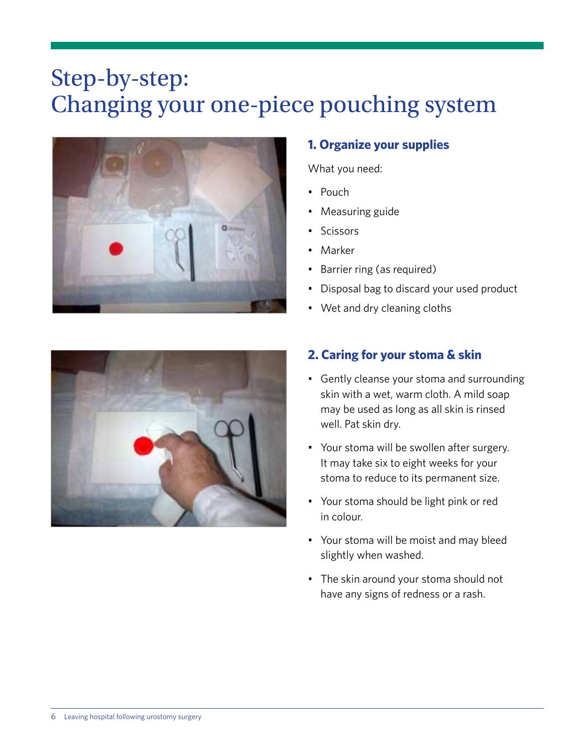# Step-by-step: Changing your one-piece pouching system

## 1. Organize your supplies

What you need:

- Pouch
- Measuring guide
- Scissors
- Marker
- Barrier ring (as required)
- Disposal bag to discard your used product
- Wet and dry cleaning cloths

## 2. Caring for your stoma & skin

- Gently cleanse your stoma and surrounding skin with a wet, warm cloth. A mild soap may be used as long as all skin is rinsed well. Pat skin dry.
- Your stoma will be swollen after surgery. It may take six to eight weeks for your stoma to reduce to its permanent size.
- Your stoma should be light pink or red in colour.
- Your stoma will be moist and may bleed slightly when washed.
- The skin around your stoma should not have any signs of redness or a rash.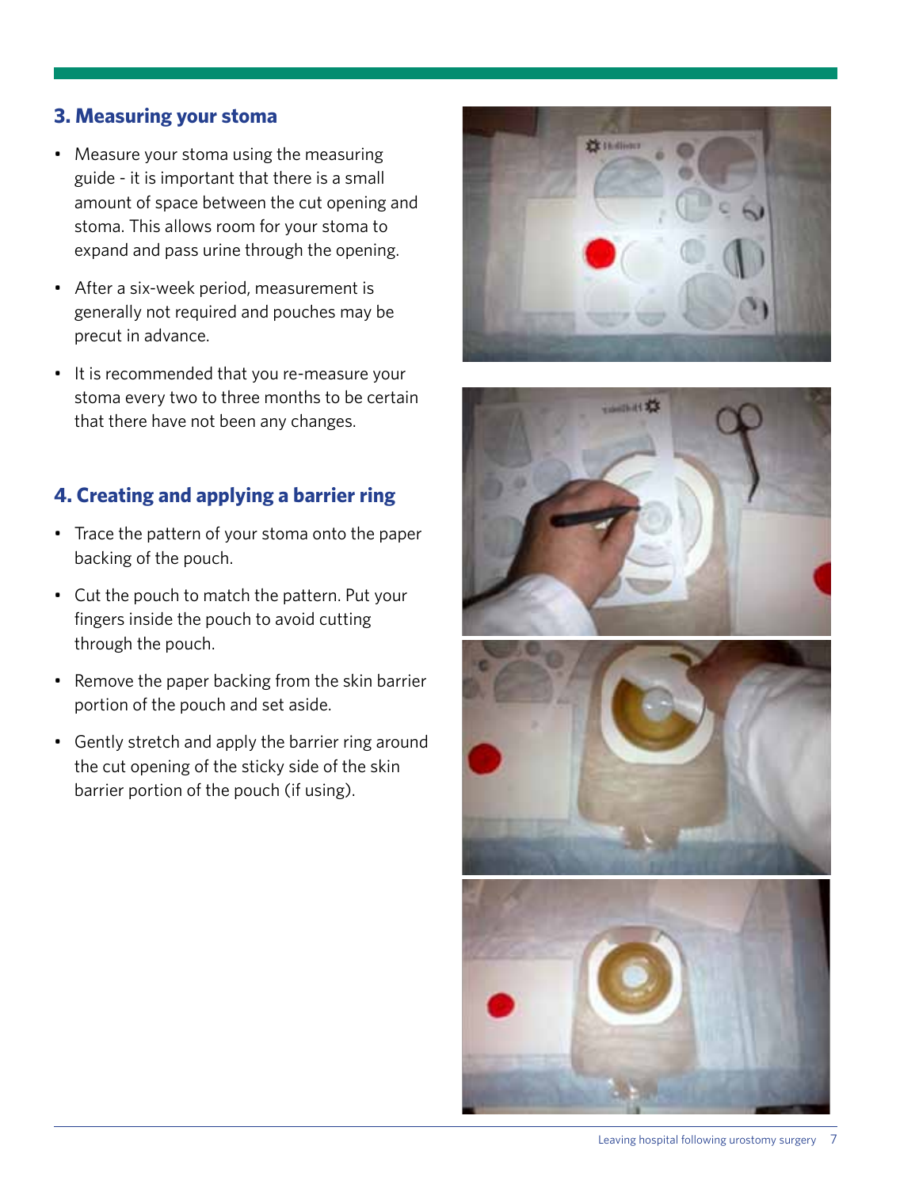## 3. Measuring your stoma

- Measure your stoma using the measuring guide - it is important that there is a small amount of space between the cut opening and stoma. This allows room for your stoma to expand and pass urine through the opening.
- After a six-week period, measurement is generally not required and pouches may be precut in advance.
- It is recommended that you re-measure your stoma every two to three months to be certain that there have not been any changes.

## 4. Creating and applying a barrier ring

- Trace the pattern of your stoma onto the paper backing of the pouch.
- Cut the pouch to match the pattern. Put your fingers inside the pouch to avoid cutting through the pouch.
- Remove the paper backing from the skin barrier portion of the pouch and set aside.
- Gently stretch and apply the barrier ring around the cut opening of the sticky side of the skin barrier portion of the pouch (if using).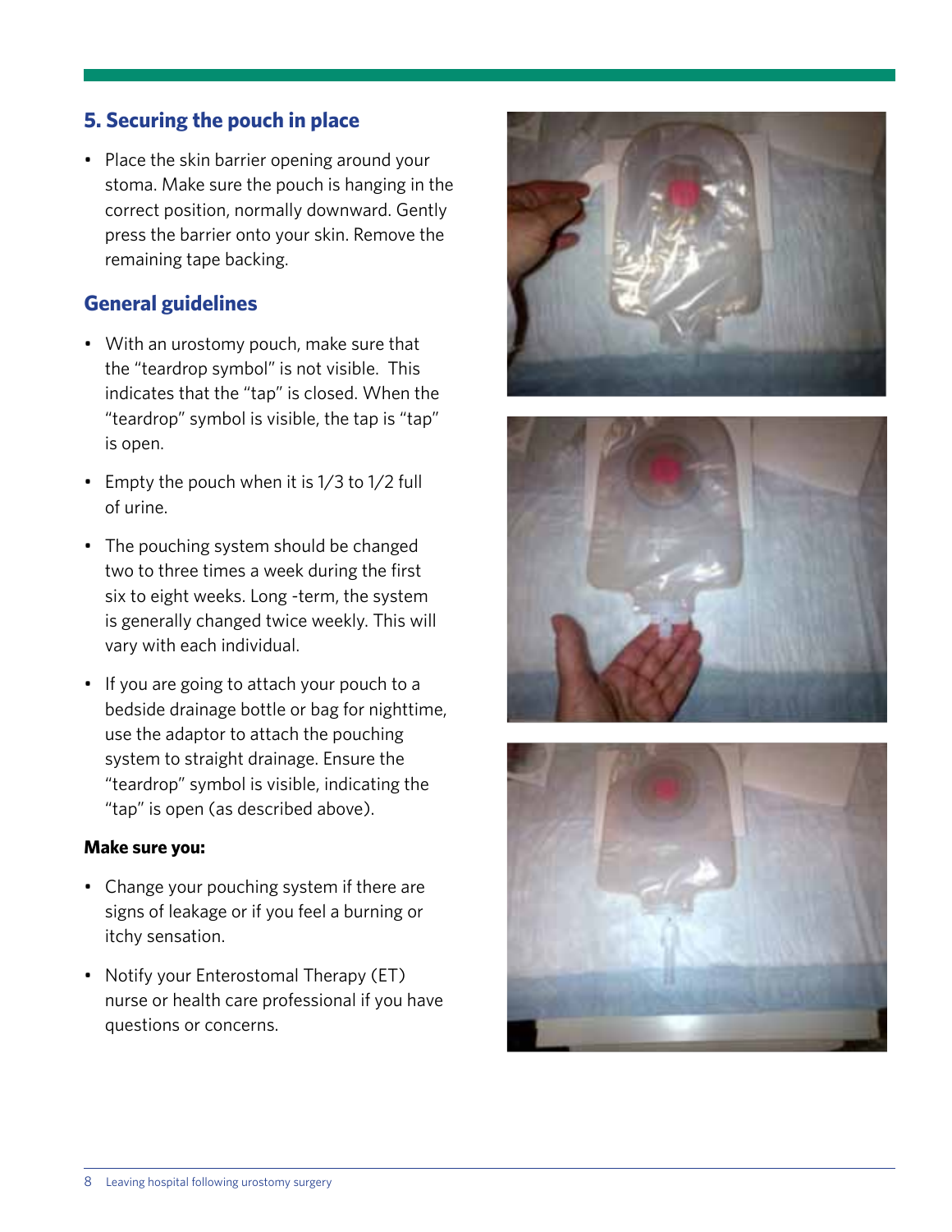## 5. Securing the pouch in place

- Place the skin barrier opening around your stoma. Make sure the pouch is hanging in the correct position, normally downward. Gently press the barrier onto your skin. Remove the remaining tape backing.

## General guidelines

- With an urostomy pouch, make sure that the "teardrop symbol" is not visible. This indicates that the "tap" is closed. When the "teardrop" symbol is visible, the tap is "tap" is open.
- Empty the pouch when it is 1/3 to 1/2 full of urine.
- The pouching system should be changed two to three times a week during the first six to eight weeks. Long -term, the system is generally changed twice weekly. This will vary with each individual.
- If you are going to attach your pouch to a bedside drainage bottle or bag for nighttime, use the adaptor to attach the pouching system to straight drainage. Ensure the "teardrop" symbol is visible, indicating the "tap" is open (as described above).

**Make sure you:**

- Change your pouching system if there are signs of leakage or if you feel a burning or itchy sensation.
- Notify your Enterostomal Therapy (ET) nurse or health care professional if you have questions or concerns.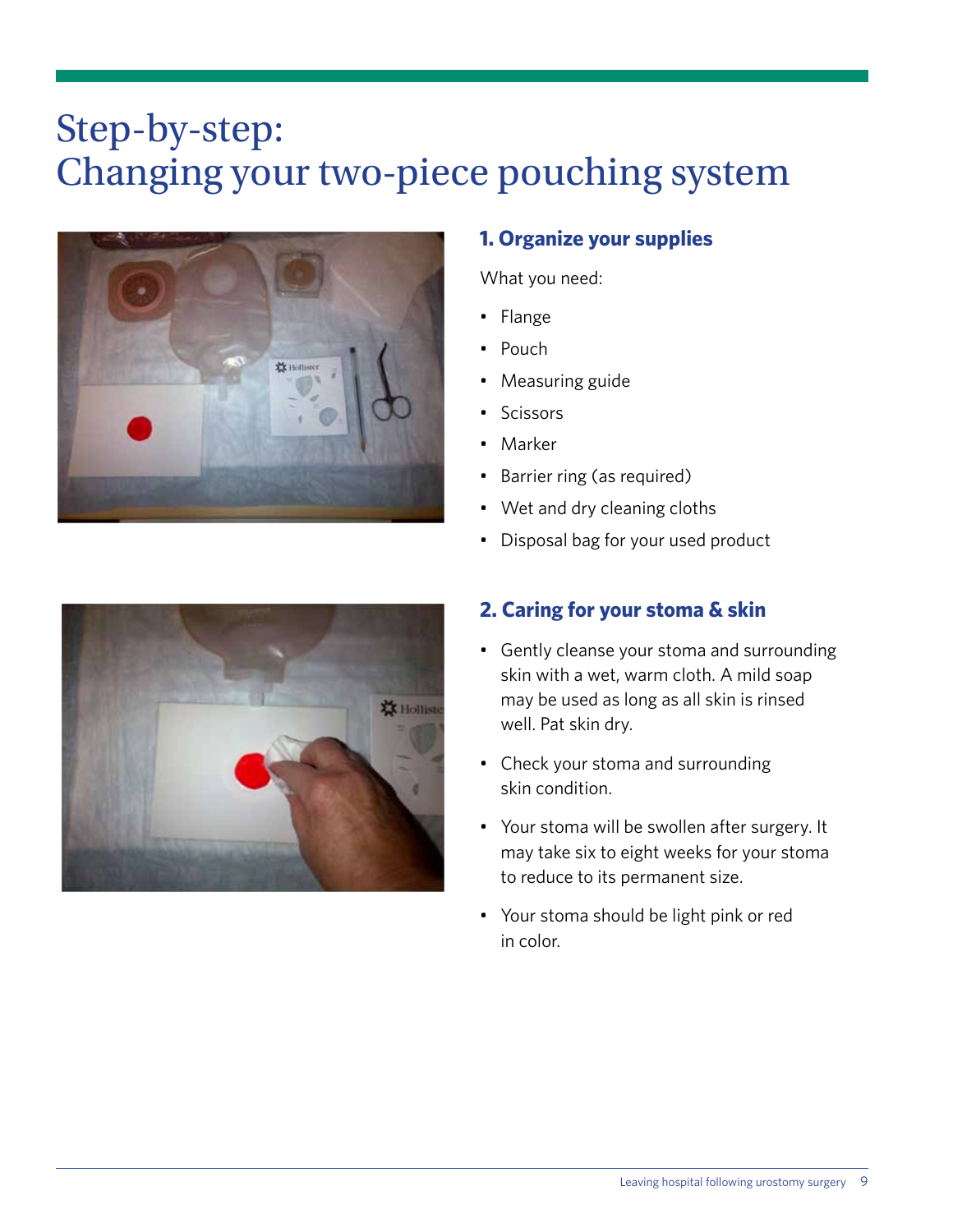# Step-by-step: Changing your two-piece pouching system

## 1. Organize your supplies

What you need:

- Flange
- Pouch
- Measuring guide
- Scissors
- Marker
- Barrier ring (as required)
- Wet and dry cleaning cloths
- Disposal bag for your used product

## 2. Caring for your stoma & skin

- Gently cleanse your stoma and surrounding skin with a wet, warm cloth. A mild soap may be used as long as all skin is rinsed well. Pat skin dry.
- Check your stoma and surrounding skin condition.
- Your stoma will be swollen after surgery. It may take six to eight weeks for your stoma to reduce to its permanent size.
- Your stoma should be light pink or red in color.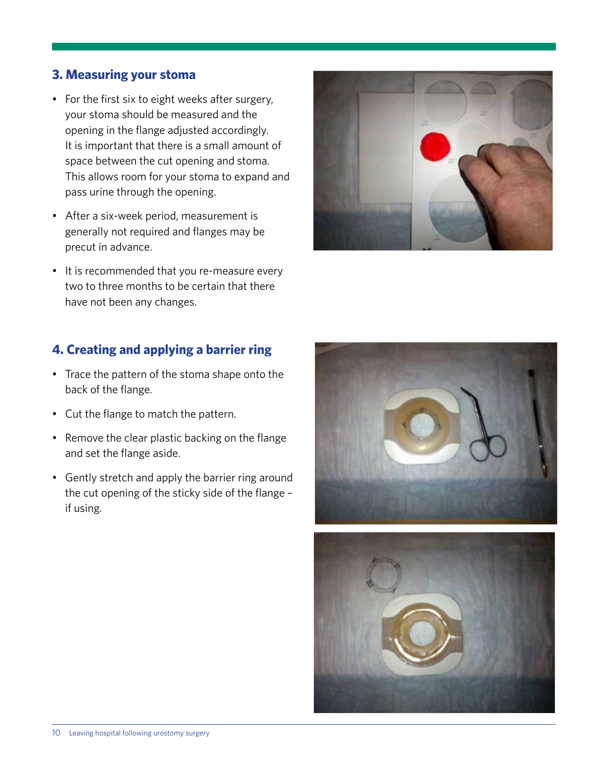## 3. Measuring your stoma

- For the first six to eight weeks after surgery, your stoma should be measured and the opening in the flange adjusted accordingly. It is important that there is a small amount of space between the cut opening and stoma. This allows room for your stoma to expand and pass urine through the opening.
- After a six-week period, measurement is generally not required and flanges may be precut in advance.
- It is recommended that you re-measure every two to three months to be certain that there have not been any changes.

## 4. Creating and applying a barrier ring

- Trace the pattern of the stoma shape onto the back of the flange.
- Cut the flange to match the pattern.
- Remove the clear plastic backing on the flange and set the flange aside.
- Gently stretch and apply the barrier ring around the cut opening of the sticky side of the flange – if using.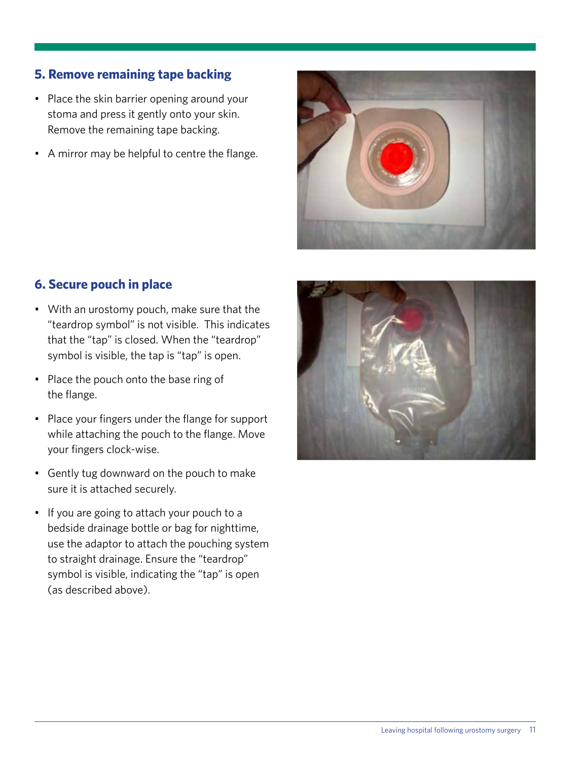## 5. Remove remaining tape backing

- Place the skin barrier opening around your stoma and press it gently onto your skin. Remove the remaining tape backing.
- A mirror may be helpful to centre the flange.

## 6. Secure pouch in place

- With an urostomy pouch, make sure that the "teardrop symbol" is not visible. This indicates that the "tap" is closed. When the "teardrop" symbol is visible, the tap is "tap" is open.
- Place the pouch onto the base ring of the flange.
- Place your fingers under the flange for support while attaching the pouch to the flange. Move your fingers clock-wise.
- Gently tug downward on the pouch to make sure it is attached securely.
- If you are going to attach your pouch to a bedside drainage bottle or bag for nighttime, use the adaptor to attach the pouching system to straight drainage. Ensure the "teardrop" symbol is visible, indicating the "tap" is open (as described above).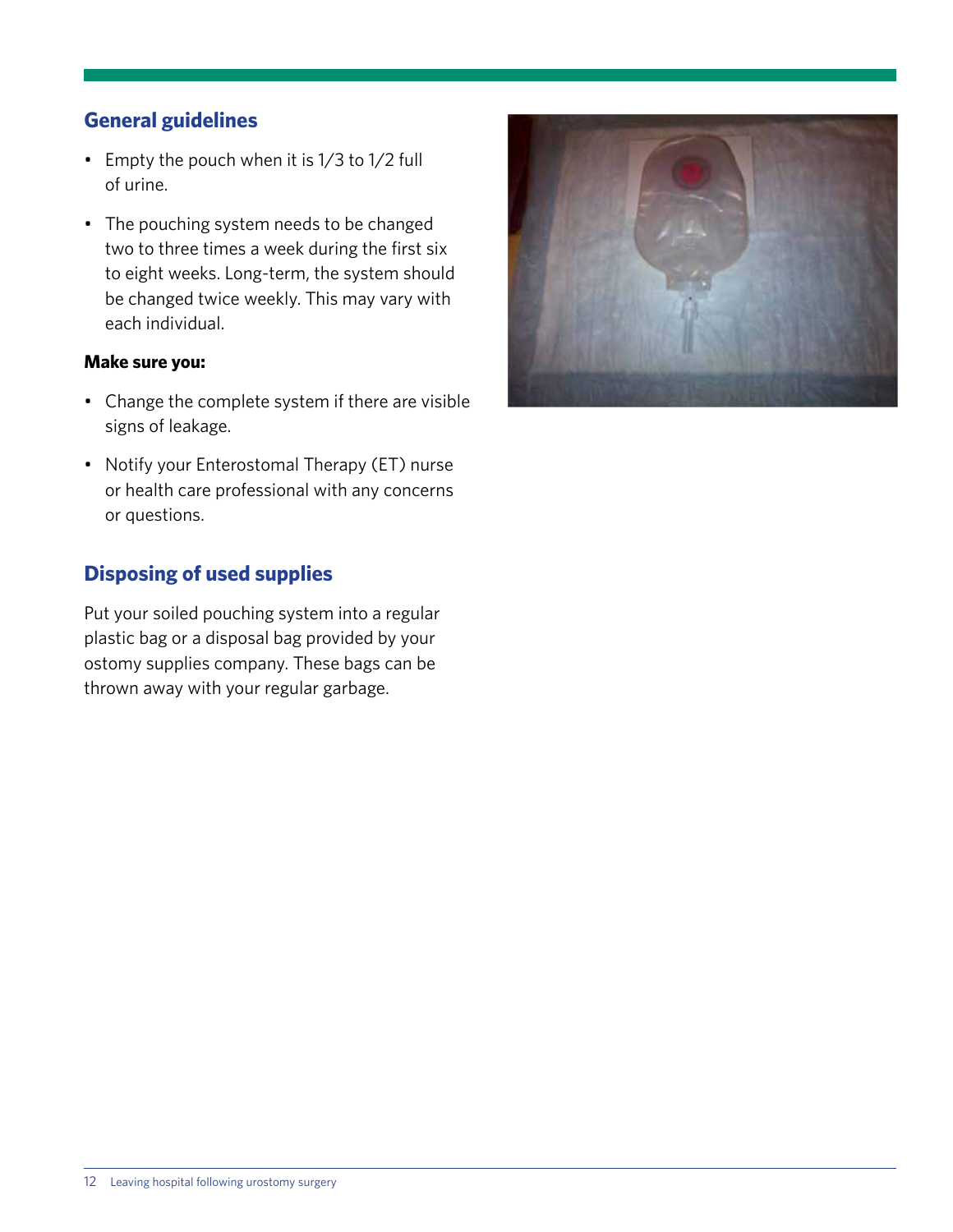## General guidelines

- Empty the pouch when it is 1/3 to 1/2 full of urine.
- The pouching system needs to be changed two to three times a week during the first six to eight weeks. Long-term, the system should be changed twice weekly. This may vary with each individual.

**Make sure you:**

- Change the complete system if there are visible signs of leakage.
- Notify your Enterostomal Therapy (ET) nurse or health care professional with any concerns or questions.

## Disposing of used supplies

Put your soiled pouching system into a regular plastic bag or a disposal bag provided by your ostomy supplies company. These bags can be thrown away with your regular garbage.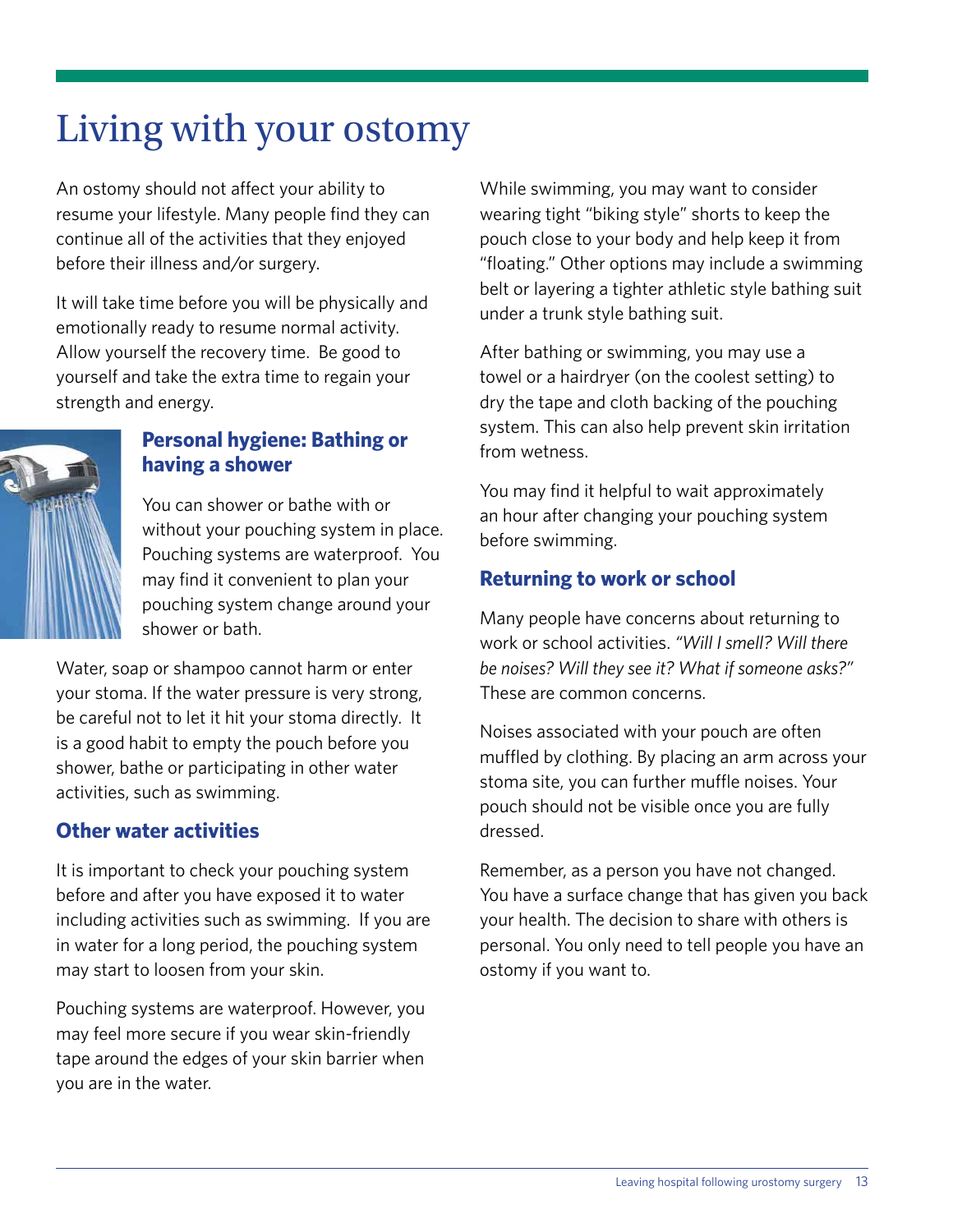# Living with your ostomy

An ostomy should not affect your ability to resume your lifestyle. Many people find they can continue all of the activities that they enjoyed before their illness and/or surgery.

It will take time before you will be physically and emotionally ready to resume normal activity. Allow yourself the recovery time. Be good to yourself and take the extra time to regain your strength and energy.

## Personal hygiene: Bathing or having a shower

You can shower or bathe with or without your pouching system in place. Pouching systems are waterproof. You may find it convenient to plan your pouching system change around your shower or bath.

Water, soap or shampoo cannot harm or enter your stoma. If the water pressure is very strong, be careful not to let it hit your stoma directly. It is a good habit to empty the pouch before you shower, bathe or participating in other water activities, such as swimming.

## Other water activities

It is important to check your pouching system before and after you have exposed it to water including activities such as swimming. If you are in water for a long period, the pouching system may start to loosen from your skin.

Pouching systems are waterproof. However, you may feel more secure if you wear skin-friendly tape around the edges of your skin barrier when you are in the water.

While swimming, you may want to consider wearing tight "biking style" shorts to keep the pouch close to your body and help keep it from "floating." Other options may include a swimming belt or layering a tighter athletic style bathing suit under a trunk style bathing suit.

After bathing or swimming, you may use a towel or a hairdryer (on the coolest setting) to dry the tape and cloth backing of the pouching system. This can also help prevent skin irritation from wetness.

You may find it helpful to wait approximately an hour after changing your pouching system before swimming.

## Returning to work or school

Many people have concerns about returning to work or school activities. *"Will I smell? Will there be noises? Will they see it? What if someone asks?"* These are common concerns.

Noises associated with your pouch are often muffled by clothing. By placing an arm across your stoma site, you can further muffle noises. Your pouch should not be visible once you are fully dressed.

Remember, as a person you have not changed. You have a surface change that has given you back your health. The decision to share with others is personal. You only need to tell people you have an ostomy if you want to.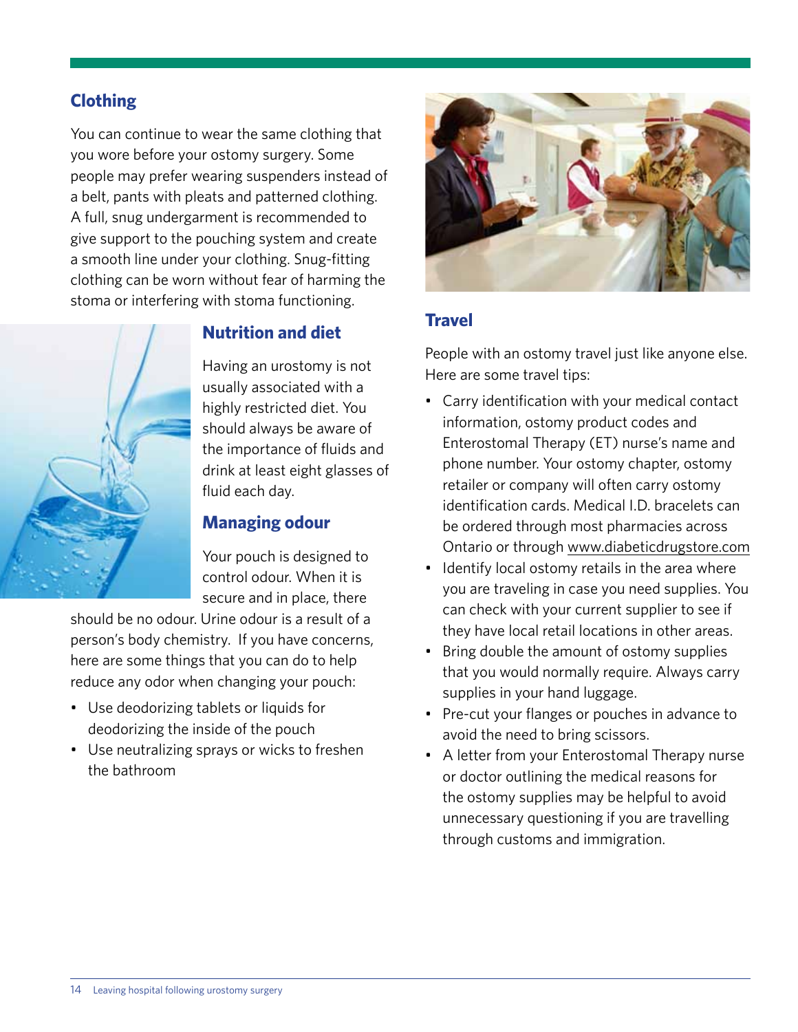## Clothing

You can continue to wear the same clothing that you wore before your ostomy surgery. Some people may prefer wearing suspenders instead of a belt, pants with pleats and patterned clothing. A full, snug undergarment is recommended to give support to the pouching system and create a smooth line under your clothing. Snug-fitting clothing can be worn without fear of harming the stoma or interfering with stoma functioning.

## Nutrition and diet

Having an urostomy is not usually associated with a highly restricted diet. You should always be aware of the importance of fluids and drink at least eight glasses of fluid each day.

## Managing odour

Your pouch is designed to control odour. When it is secure and in place, there should be no odour. Urine odour is a result of a person's body chemistry. If you have concerns, here are some things that you can do to help reduce any odor when changing your pouch:

- Use deodorizing tablets or liquids for deodorizing the inside of the pouch
- Use neutralizing sprays or wicks to freshen the bathroom

## Travel

People with an ostomy travel just like anyone else. Here are some travel tips:

- Carry identification with your medical contact information, ostomy product codes and Enterostomal Therapy (ET) nurse's name and phone number. Your ostomy chapter, ostomy retailer or company will often carry ostomy identification cards. Medical I.D. bracelets can be ordered through most pharmacies across Ontario or through www.diabeticdrugstore.com
- Identify local ostomy retails in the area where you are traveling in case you need supplies. You can check with your current supplier to see if they have local retail locations in other areas.
- Bring double the amount of ostomy supplies that you would normally require. Always carry supplies in your hand luggage.
- Pre-cut your flanges or pouches in advance to avoid the need to bring scissors.
- A letter from your Enterostomal Therapy nurse or doctor outlining the medical reasons for the ostomy supplies may be helpful to avoid unnecessary questioning if you are travelling through customs and immigration.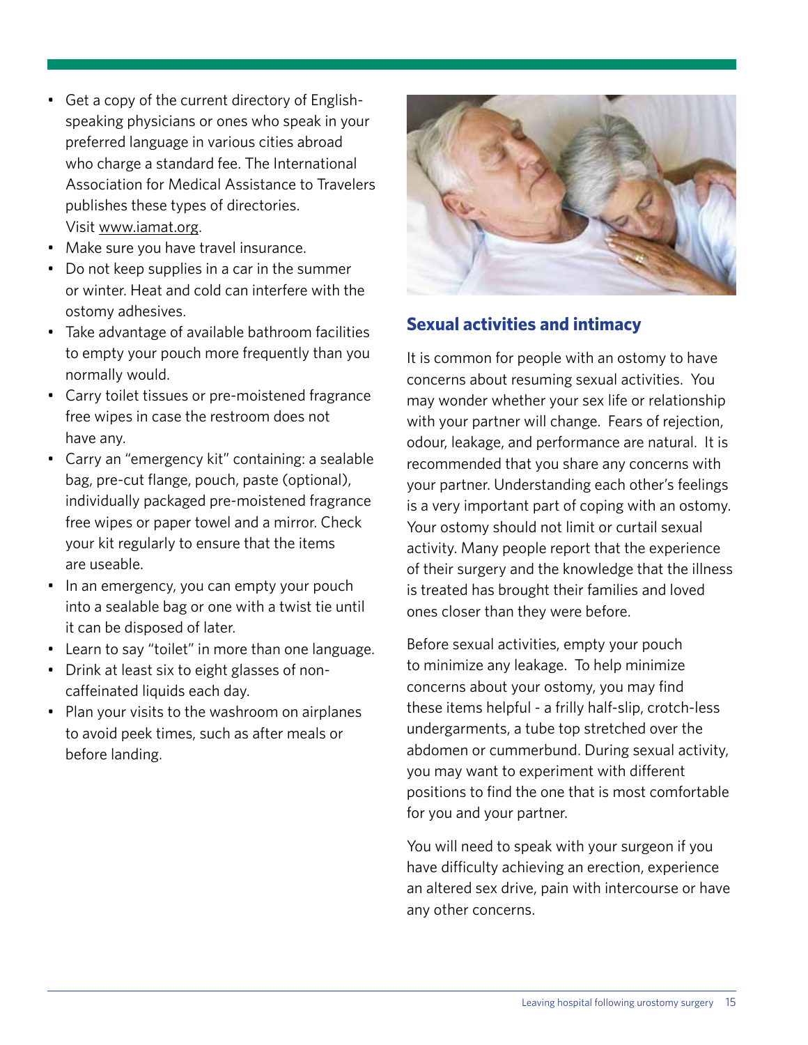- Get a copy of the current directory of English-speaking physicians or ones who speak in your preferred language in various cities abroad who charge a standard fee. The International Association for Medical Assistance to Travelers publishes these types of directories. Visit www.iamat.org.
- Make sure you have travel insurance.
- Do not keep supplies in a car in the summer or winter. Heat and cold can interfere with the ostomy adhesives.
- Take advantage of available bathroom facilities to empty your pouch more frequently than you normally would.
- Carry toilet tissues or pre-moistened fragrance free wipes in case the restroom does not have any.
- Carry an "emergency kit" containing: a sealable bag, pre-cut flange, pouch, paste (optional), individually packaged pre-moistened fragrance free wipes or paper towel and a mirror. Check your kit regularly to ensure that the items are useable.
- In an emergency, you can empty your pouch into a sealable bag or one with a twist tie until it can be disposed of later.
- Learn to say "toilet" in more than one language.
- Drink at least six to eight glasses of non-caffeinated liquids each day.
- Plan your visits to the washroom on airplanes to avoid peek times, such as after meals or before landing.

## Sexual activities and intimacy

It is common for people with an ostomy to have concerns about resuming sexual activities. You may wonder whether your sex life or relationship with your partner will change. Fears of rejection, odour, leakage, and performance are natural. It is recommended that you share any concerns with your partner. Understanding each other's feelings is a very important part of coping with an ostomy. Your ostomy should not limit or curtail sexual activity. Many people report that the experience of their surgery and the knowledge that the illness is treated has brought their families and loved ones closer than they were before.

Before sexual activities, empty your pouch to minimize any leakage. To help minimize concerns about your ostomy, you may find these items helpful - a frilly half-slip, crotch-less undergarments, a tube top stretched over the abdomen or cummerbund. During sexual activity, you may want to experiment with different positions to find the one that is most comfortable for you and your partner.

You will need to speak with your surgeon if you have difficulty achieving an erection, experience an altered sex drive, pain with intercourse or have any other concerns.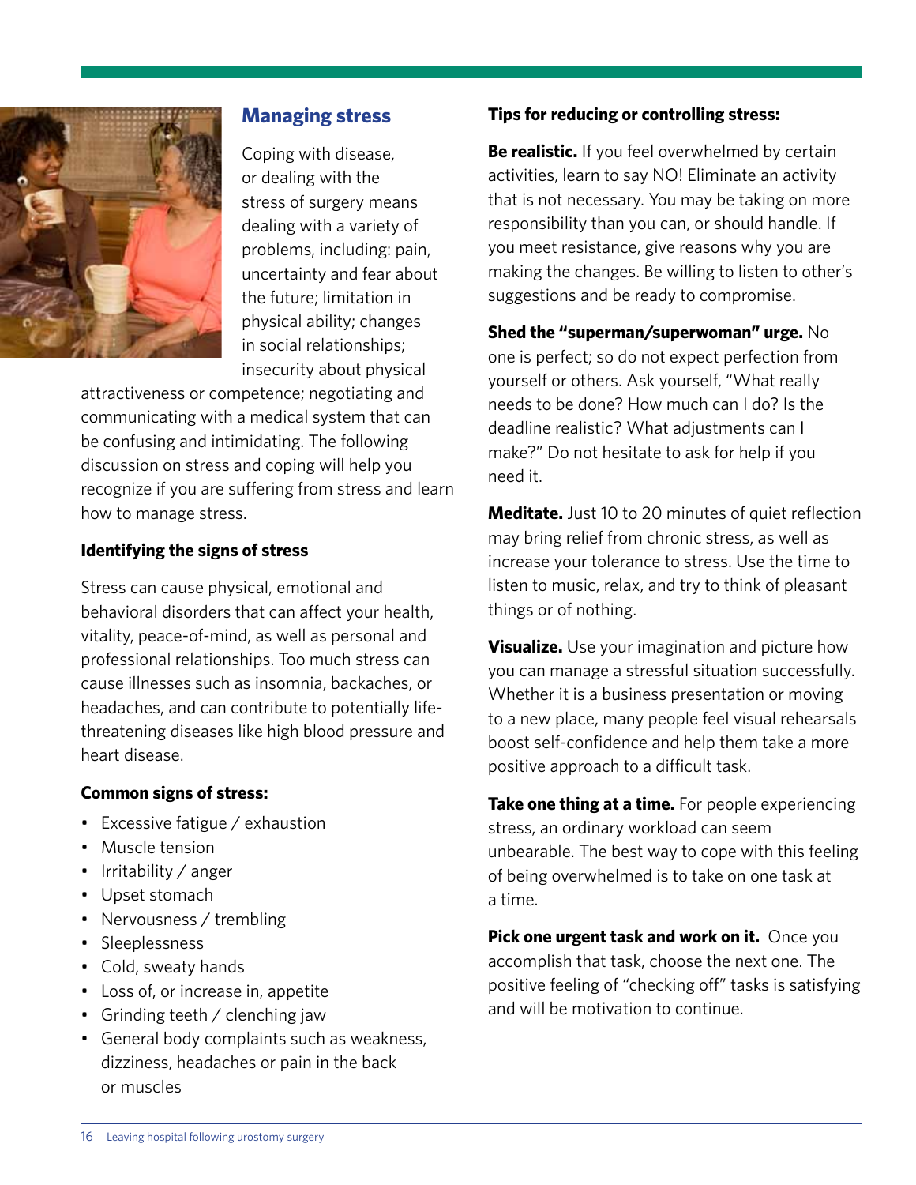## Managing stress

Coping with disease, or dealing with the stress of surgery means dealing with a variety of problems, including: pain, uncertainty and fear about the future; limitation in physical ability; changes in social relationships; insecurity about physical attractiveness or competence; negotiating and communicating with a medical system that can be confusing and intimidating. The following discussion on stress and coping will help you recognize if you are suffering from stress and learn how to manage stress.

### Identifying the signs of stress

Stress can cause physical, emotional and behavioral disorders that can affect your health, vitality, peace-of-mind, as well as personal and professional relationships. Too much stress can cause illnesses such as insomnia, backaches, or headaches, and can contribute to potentially life-threatening diseases like high blood pressure and heart disease.

### Common signs of stress:

- Excessive fatigue / exhaustion
- Muscle tension
- Irritability / anger
- Upset stomach
- Nervousness / trembling
- Sleeplessness
- Cold, sweaty hands
- Loss of, or increase in, appetite
- Grinding teeth / clenching jaw
- General body complaints such as weakness, dizziness, headaches or pain in the back or muscles

### Tips for reducing or controlling stress:

**Be realistic.** If you feel overwhelmed by certain activities, learn to say NO! Eliminate an activity that is not necessary. You may be taking on more responsibility than you can, or should handle. If you meet resistance, give reasons why you are making the changes. Be willing to listen to other's suggestions and be ready to compromise.

**Shed the "superman/superwoman" urge.** No one is perfect; so do not expect perfection from yourself or others. Ask yourself, "What really needs to be done? How much can I do? Is the deadline realistic? What adjustments can I make?" Do not hesitate to ask for help if you need it.

**Meditate.** Just 10 to 20 minutes of quiet reflection may bring relief from chronic stress, as well as increase your tolerance to stress. Use the time to listen to music, relax, and try to think of pleasant things or of nothing.

**Visualize.** Use your imagination and picture how you can manage a stressful situation successfully. Whether it is a business presentation or moving to a new place, many people feel visual rehearsals boost self-confidence and help them take a more positive approach to a difficult task.

**Take one thing at a time.** For people experiencing stress, an ordinary workload can seem unbearable. The best way to cope with this feeling of being overwhelmed is to take on one task at a time.

**Pick one urgent task and work on it.** Once you accomplish that task, choose the next one. The positive feeling of "checking off" tasks is satisfying and will be motivation to continue.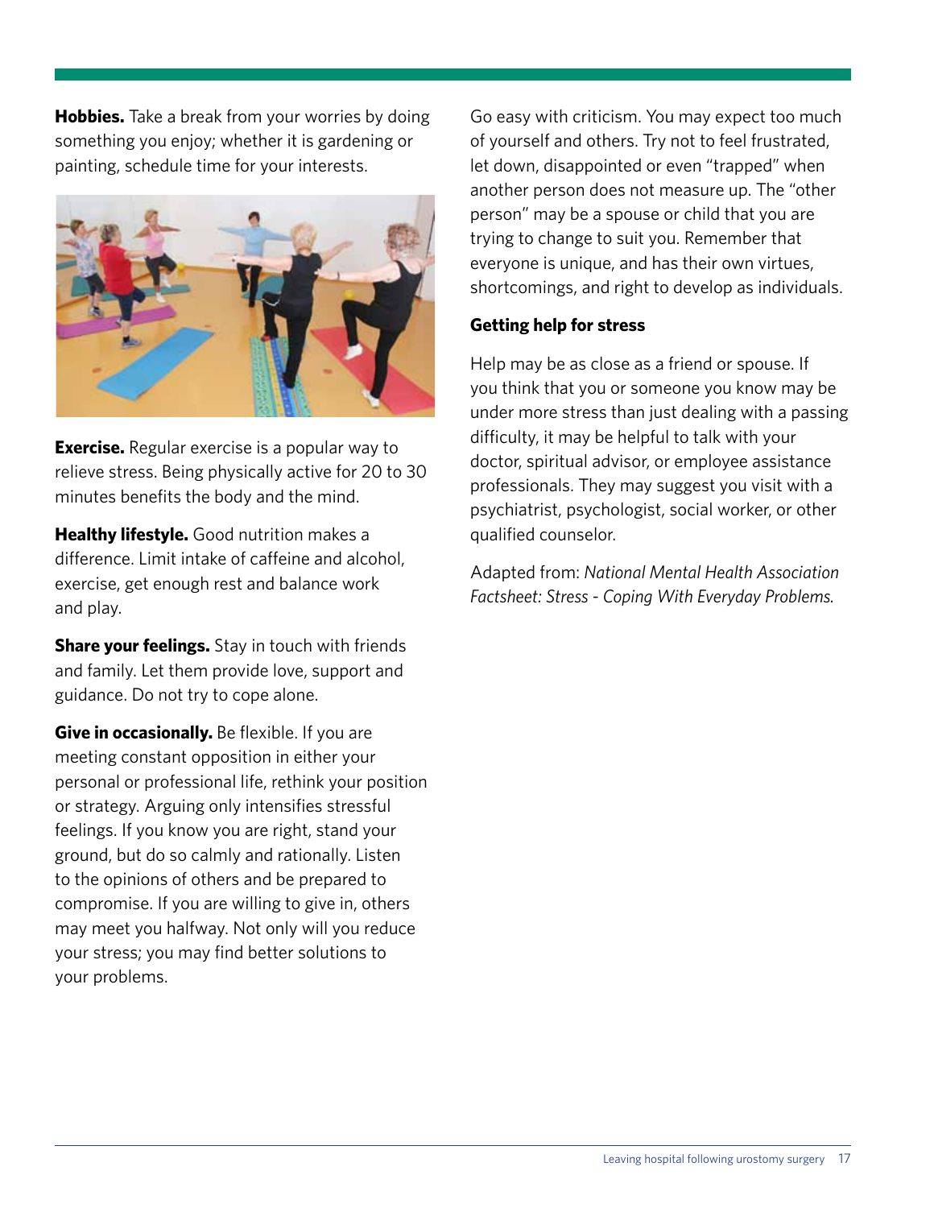**Hobbies.** Take a break from your worries by doing something you enjoy; whether it is gardening or painting, schedule time for your interests.

**Exercise.** Regular exercise is a popular way to relieve stress. Being physically active for 20 to 30 minutes benefits the body and the mind.

**Healthy lifestyle.** Good nutrition makes a difference. Limit intake of caffeine and alcohol, exercise, get enough rest and balance work and play.

**Share your feelings.** Stay in touch with friends and family. Let them provide love, support and guidance. Do not try to cope alone.

**Give in occasionally.** Be flexible. If you are meeting constant opposition in either your personal or professional life, rethink your position or strategy. Arguing only intensifies stressful feelings. If you know you are right, stand your ground, but do so calmly and rationally. Listen to the opinions of others and be prepared to compromise. If you are willing to give in, others may meet you halfway. Not only will you reduce your stress; you may find better solutions to your problems.

Go easy with criticism. You may expect too much of yourself and others. Try not to feel frustrated, let down, disappointed or even "trapped" when another person does not measure up. The "other person" may be a spouse or child that you are trying to change to suit you. Remember that everyone is unique, and has their own virtues, shortcomings, and right to develop as individuals.

### Getting help for stress

Help may be as close as a friend or spouse. If you think that you or someone you know may be under more stress than just dealing with a passing difficulty, it may be helpful to talk with your doctor, spiritual advisor, or employee assistance professionals. They may suggest you visit with a psychiatrist, psychologist, social worker, or other qualified counselor.

Adapted from: *National Mental Health Association Factsheet: Stress - Coping With Everyday Problems.*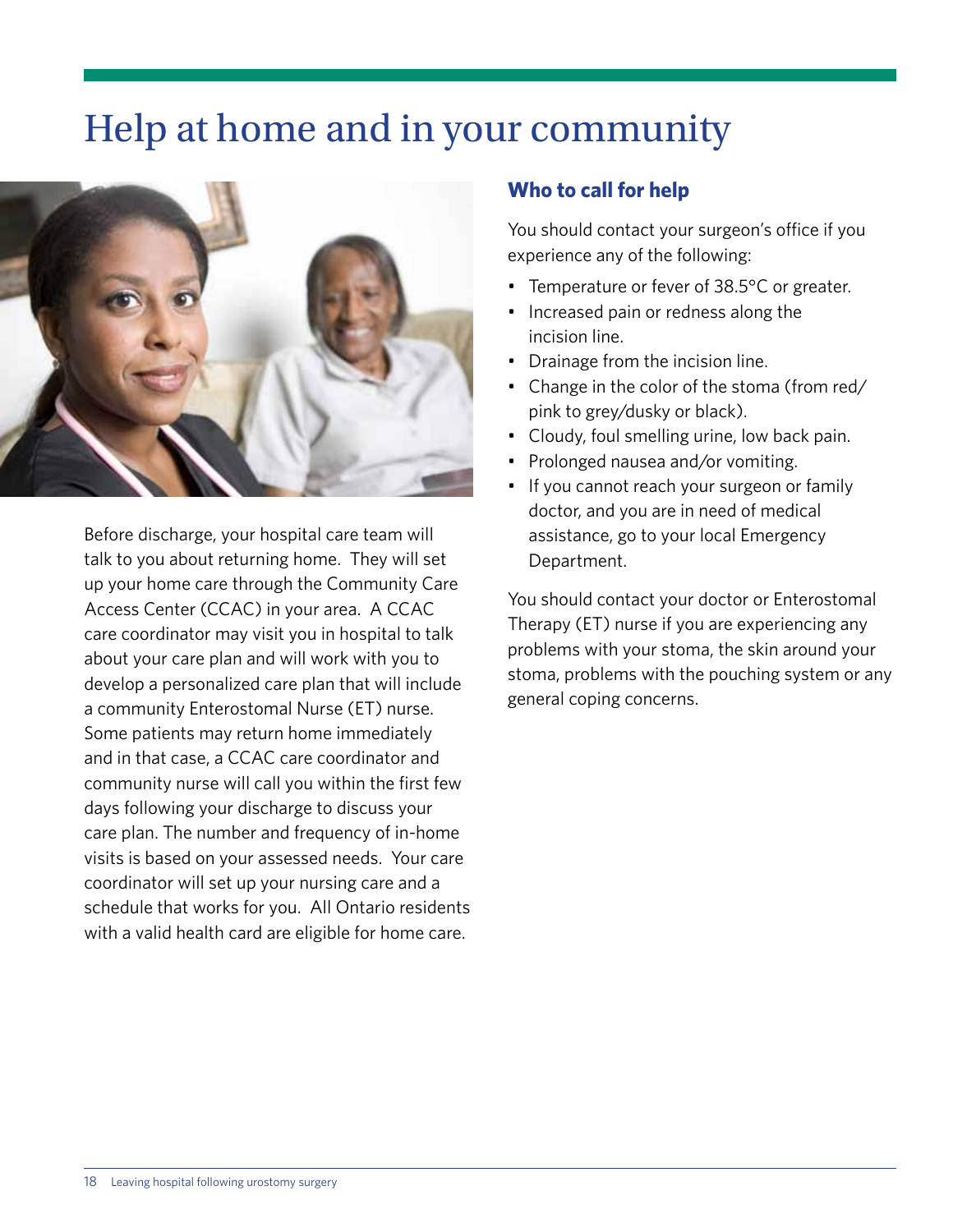# Help at home and in your community

Before discharge, your hospital care team will talk to you about returning home. They will set up your home care through the Community Care Access Center (CCAC) in your area. A CCAC care coordinator may visit you in hospital to talk about your care plan and will work with you to develop a personalized care plan that will include a community Enterostomal Nurse (ET) nurse. Some patients may return home immediately and in that case, a CCAC care coordinator and community nurse will call you within the first few days following your discharge to discuss your care plan. The number and frequency of in-home visits is based on your assessed needs. Your care coordinator will set up your nursing care and a schedule that works for you. All Ontario residents with a valid health card are eligible for home care.

## Who to call for help

You should contact your surgeon's office if you experience any of the following:

- Temperature or fever of 38.5°C or greater.
- Increased pain or redness along the incision line.
- Drainage from the incision line.
- Change in the color of the stoma (from red/pink to grey/dusky or black).
- Cloudy, foul smelling urine, low back pain.
- Prolonged nausea and/or vomiting.
- If you cannot reach your surgeon or family doctor, and you are in need of medical assistance, go to your local Emergency Department.

You should contact your doctor or Enterostomal Therapy (ET) nurse if you are experiencing any problems with your stoma, the skin around your stoma, problems with the pouching system or any general coping concerns.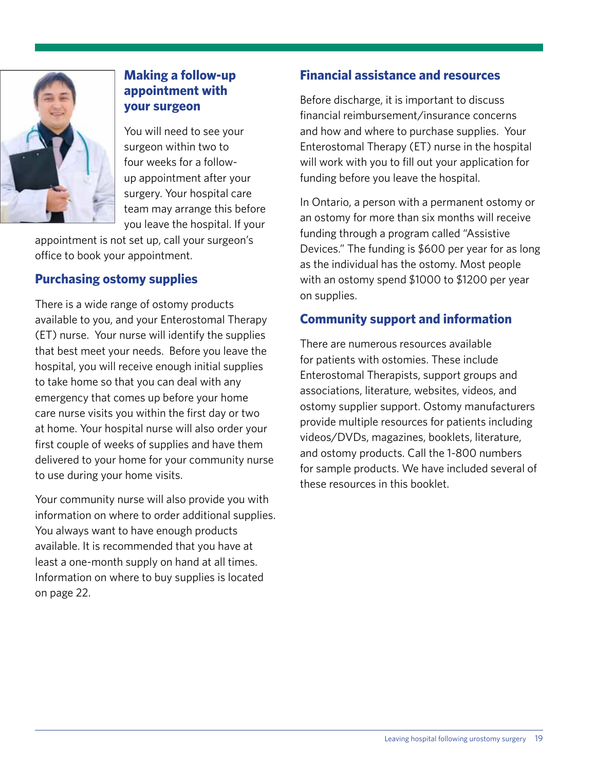## Making a follow-up appointment with your surgeon

You will need to see your surgeon within two to four weeks for a follow-up appointment after your surgery. Your hospital care team may arrange this before you leave the hospital. If your appointment is not set up, call your surgeon's office to book your appointment.

## Purchasing ostomy supplies

There is a wide range of ostomy products available to you, and your Enterostomal Therapy (ET) nurse. Your nurse will identify the supplies that best meet your needs. Before you leave the hospital, you will receive enough initial supplies to take home so that you can deal with any emergency that comes up before your home care nurse visits you within the first day or two at home. Your hospital nurse will also order your first couple of weeks of supplies and have them delivered to your home for your community nurse to use during your home visits.

Your community nurse will also provide you with information on where to order additional supplies. You always want to have enough products available. It is recommended that you have at least a one-month supply on hand at all times. Information on where to buy supplies is located on page 22.

## Financial assistance and resources

Before discharge, it is important to discuss financial reimbursement/insurance concerns and how and where to purchase supplies. Your Enterostomal Therapy (ET) nurse in the hospital will work with you to fill out your application for funding before you leave the hospital.

In Ontario, a person with a permanent ostomy or an ostomy for more than six months will receive funding through a program called "Assistive Devices." The funding is $600 per year for as long as the individual has the ostomy. Most people with an ostomy spend $1000 to $1200 per year on supplies.

## Community support and information

There are numerous resources available for patients with ostomies. These include Enterostomal Therapists, support groups and associations, literature, websites, videos, and ostomy supplier support. Ostomy manufacturers provide multiple resources for patients including videos/DVDs, magazines, booklets, literature, and ostomy products. Call the 1-800 numbers for sample products. We have included several of these resources in this booklet.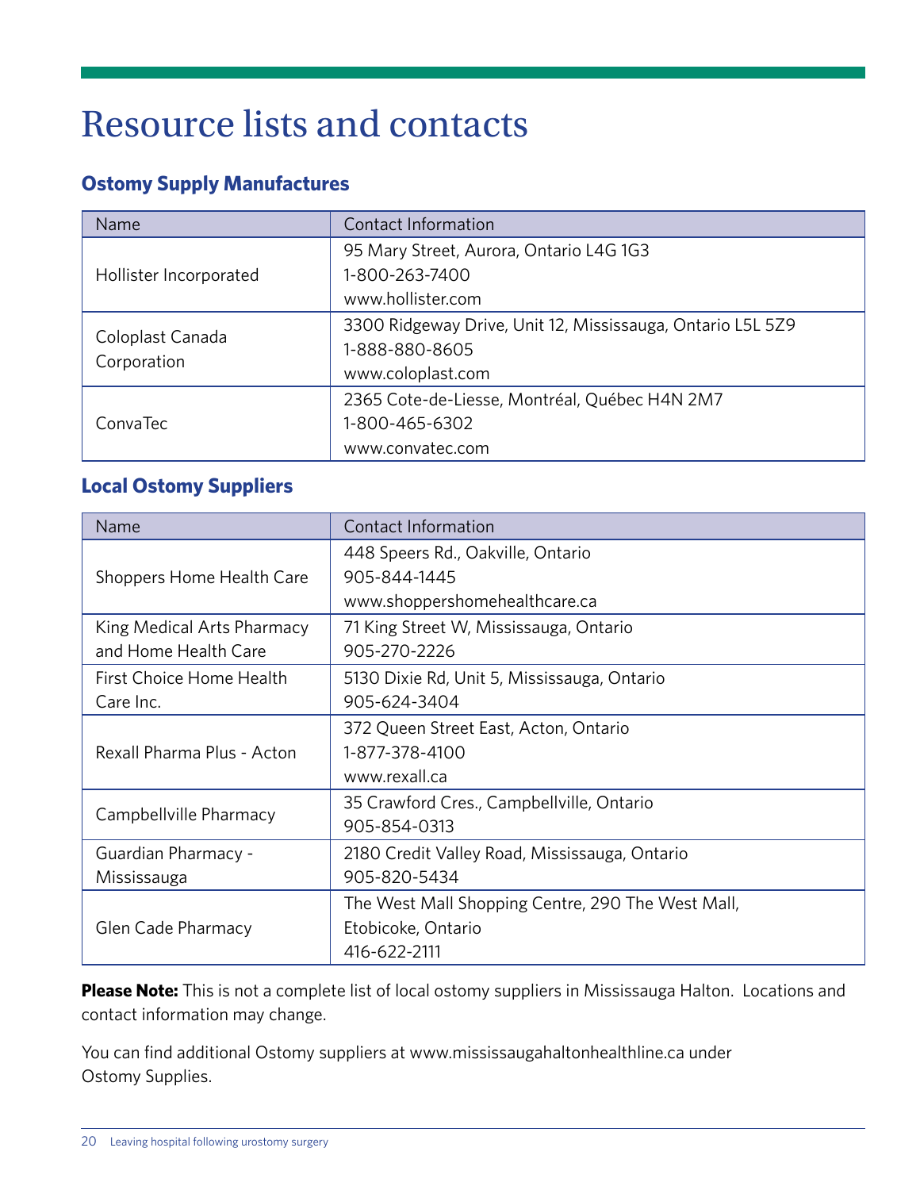# Resource lists and contacts

### Ostomy Supply Manufactures

| Name | Contact Information |
|---|---|
| Hollister Incorporated | 95 Mary Street, Aurora, Ontario L4G 1G3<br>1-800-263-7400<br>www.hollister.com |
| Coloplast Canada Corporation | 3300 Ridgeway Drive, Unit 12, Mississauga, Ontario L5L 5Z9<br>1-888-880-8605<br>www.coloplast.com |
| ConvaTec | 2365 Cote-de-Liesse, Montréal, Québec H4N 2M7<br>1-800-465-6302<br>www.convatec.com |

### Local Ostomy Suppliers

| Name | Contact Information |
|---|---|
| Shoppers Home Health Care | 448 Speers Rd., Oakville, Ontario<br>905-844-1445<br>www.shoppershomehealthcare.ca |
| King Medical Arts Pharmacy and Home Health Care | 71 King Street W, Mississauga, Ontario<br>905-270-2226 |
| First Choice Home Health Care Inc. | 5130 Dixie Rd, Unit 5, Mississauga, Ontario<br>905-624-3404 |
| Rexall Pharma Plus - Acton | 372 Queen Street East, Acton, Ontario<br>1-877-378-4100<br>www.rexall.ca |
| Campbellville Pharmacy | 35 Crawford Cres., Campbellville, Ontario<br>905-854-0313 |
| Guardian Pharmacy - Mississauga | 2180 Credit Valley Road, Mississauga, Ontario<br>905-820-5434 |
| Glen Cade Pharmacy | The West Mall Shopping Centre, 290 The West Mall, Etobicoke, Ontario<br>416-622-2111 |

**Please Note:** This is not a complete list of local ostomy suppliers in Mississauga Halton. Locations and contact information may change.

You can find additional Ostomy suppliers at www.mississaugahaltonhealthline.ca under Ostomy Supplies.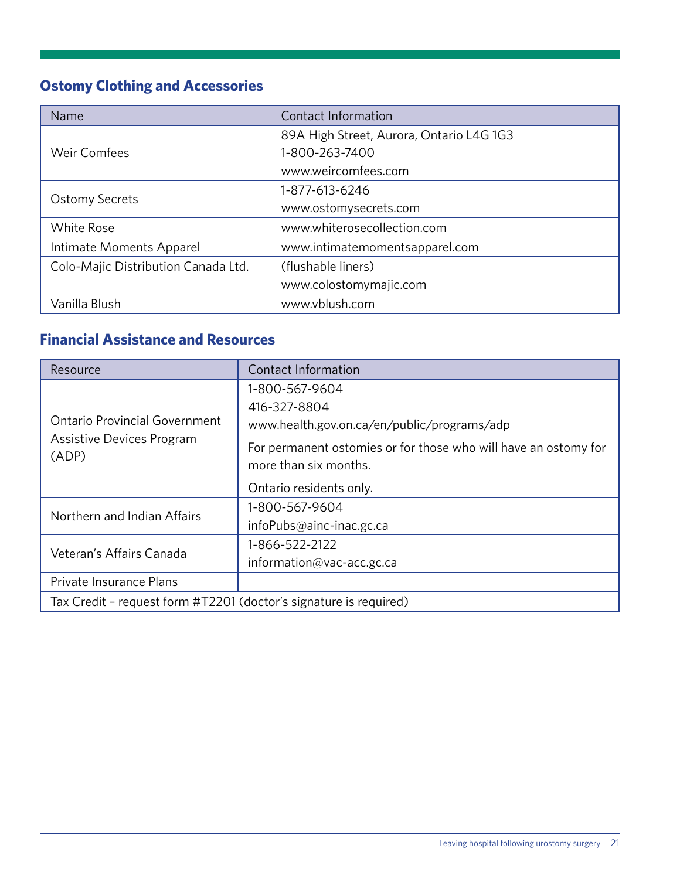## Ostomy Clothing and Accessories

| Name | Contact Information |
|---|---|
| Weir Comfees | 89A High Street, Aurora, Ontario L4G 1G3<br>1-800-263-7400<br>www.weircomfees.com |
| Ostomy Secrets | 1-877-613-6246<br>www.ostomysecrets.com |
| White Rose | www.whiterosecollection.com |
| Intimate Moments Apparel | www.intimatemomentsapparel.com |
| Colo-Majic Distribution Canada Ltd. | (flushable liners)<br>www.colostomymajic.com |
| Vanilla Blush | www.vblush.com |

## Financial Assistance and Resources

| Resource | Contact Information |
|---|---|
| Ontario Provincial Government Assistive Devices Program (ADP) | 1-800-567-9604<br>416-327-8804<br>www.health.gov.on.ca/en/public/programs/adp<br>For permanent ostomies or for those who will have an ostomy for more than six months.<br>Ontario residents only. |
| Northern and Indian Affairs | 1-800-567-9604<br>infoPubs@ainc-inac.gc.ca |
| Veteran's Affairs Canada | 1-866-522-2122<br>information@vac-acc.gc.ca |
| Private Insurance Plans | |
| Tax Credit – request form #T2201 (doctor's signature is required) | |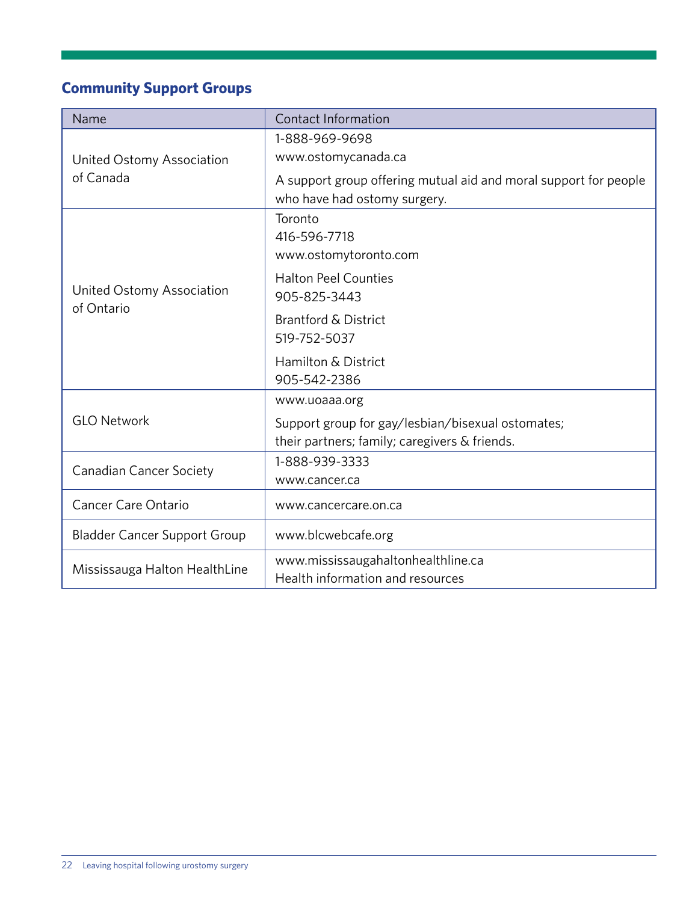## Community Support Groups

| Name | Contact Information |
|---|---|
| United Ostomy Association of Canada | 1-888-969-9698<br>www.ostomycanada.ca<br><br>A support group offering mutual aid and moral support for people who have had ostomy surgery. |
| United Ostomy Association of Ontario | Toronto<br>416-596-7718<br>www.ostomytoronto.com<br><br>Halton Peel Counties<br>905-825-3443<br><br>Brantford & District<br>519-752-5037<br><br>Hamilton & District<br>905-542-2386 |
| GLO Network | www.uoaaa.org<br><br>Support group for gay/lesbian/bisexual ostomates; their partners; family; caregivers & friends. |
| Canadian Cancer Society | 1-888-939-3333<br>www.cancer.ca |
| Cancer Care Ontario | www.cancercare.on.ca |
| Bladder Cancer Support Group | www.blcwebcafe.org |
| Mississauga Halton HealthLine | www.mississaugahaltonhealthline.ca<br>Health information and resources |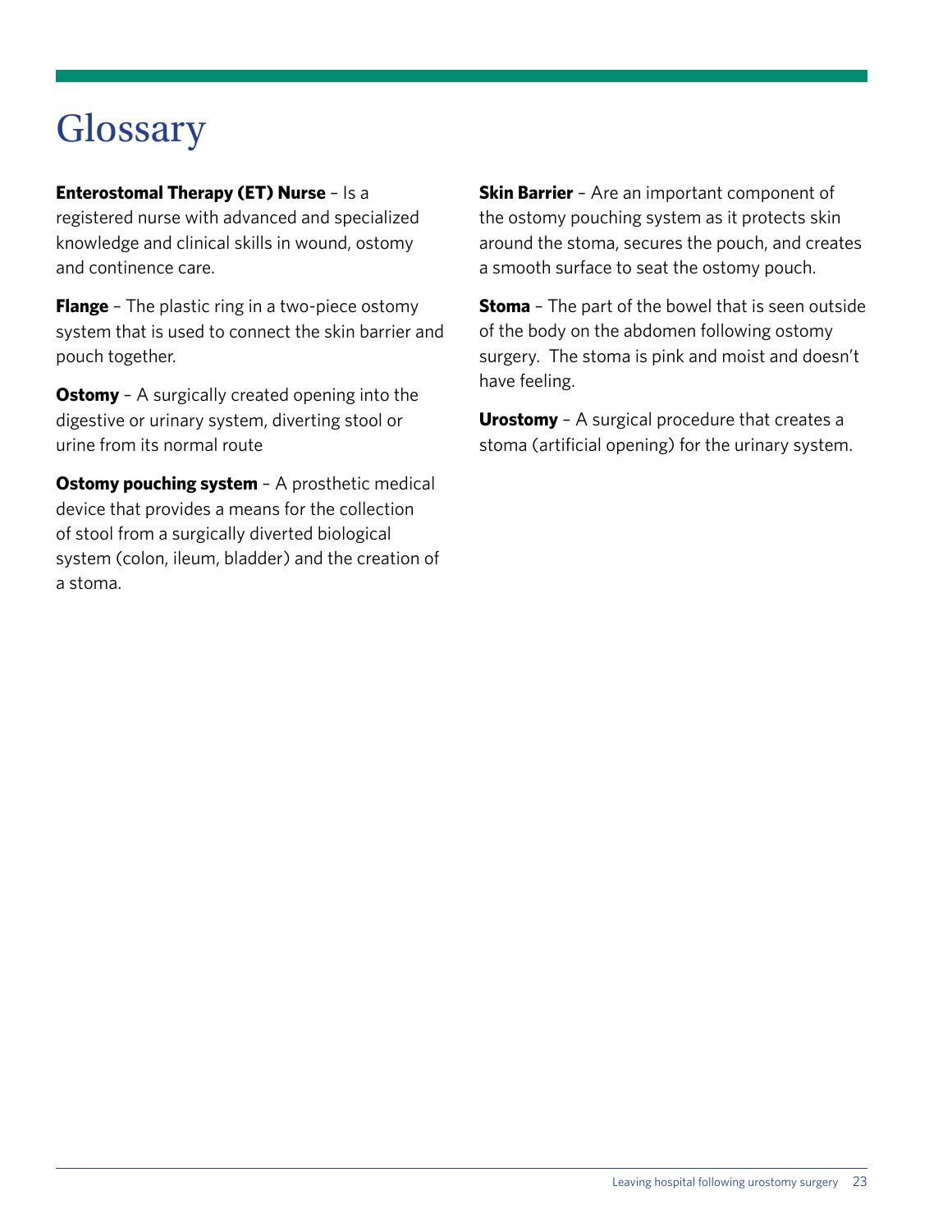# Glossary

**Enterostomal Therapy (ET) Nurse** – Is a registered nurse with advanced and specialized knowledge and clinical skills in wound, ostomy and continence care.

**Flange** – The plastic ring in a two-piece ostomy system that is used to connect the skin barrier and pouch together.

**Ostomy** – A surgically created opening into the digestive or urinary system, diverting stool or urine from its normal route

**Ostomy pouching system** – A prosthetic medical device that provides a means for the collection of stool from a surgically diverted biological system (colon, ileum, bladder) and the creation of a stoma.

**Skin Barrier** – Are an important component of the ostomy pouching system as it protects skin around the stoma, secures the pouch, and creates a smooth surface to seat the ostomy pouch.

**Stoma** – The part of the bowel that is seen outside of the body on the abdomen following ostomy surgery. The stoma is pink and moist and doesn't have feeling.

**Urostomy** – A surgical procedure that creates a stoma (artificial opening) for the urinary system.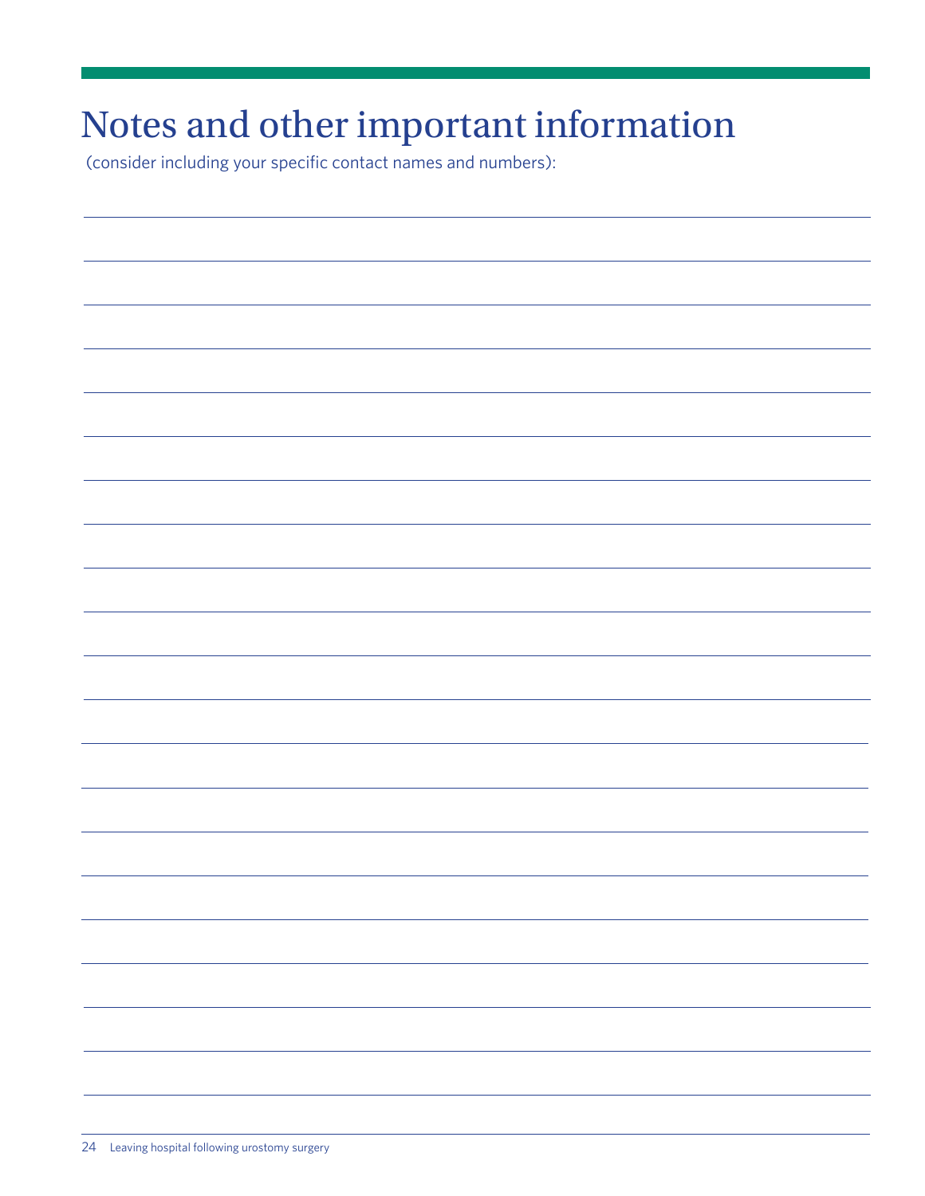# Notes and other important information

(consider including your specific contact names and numbers):